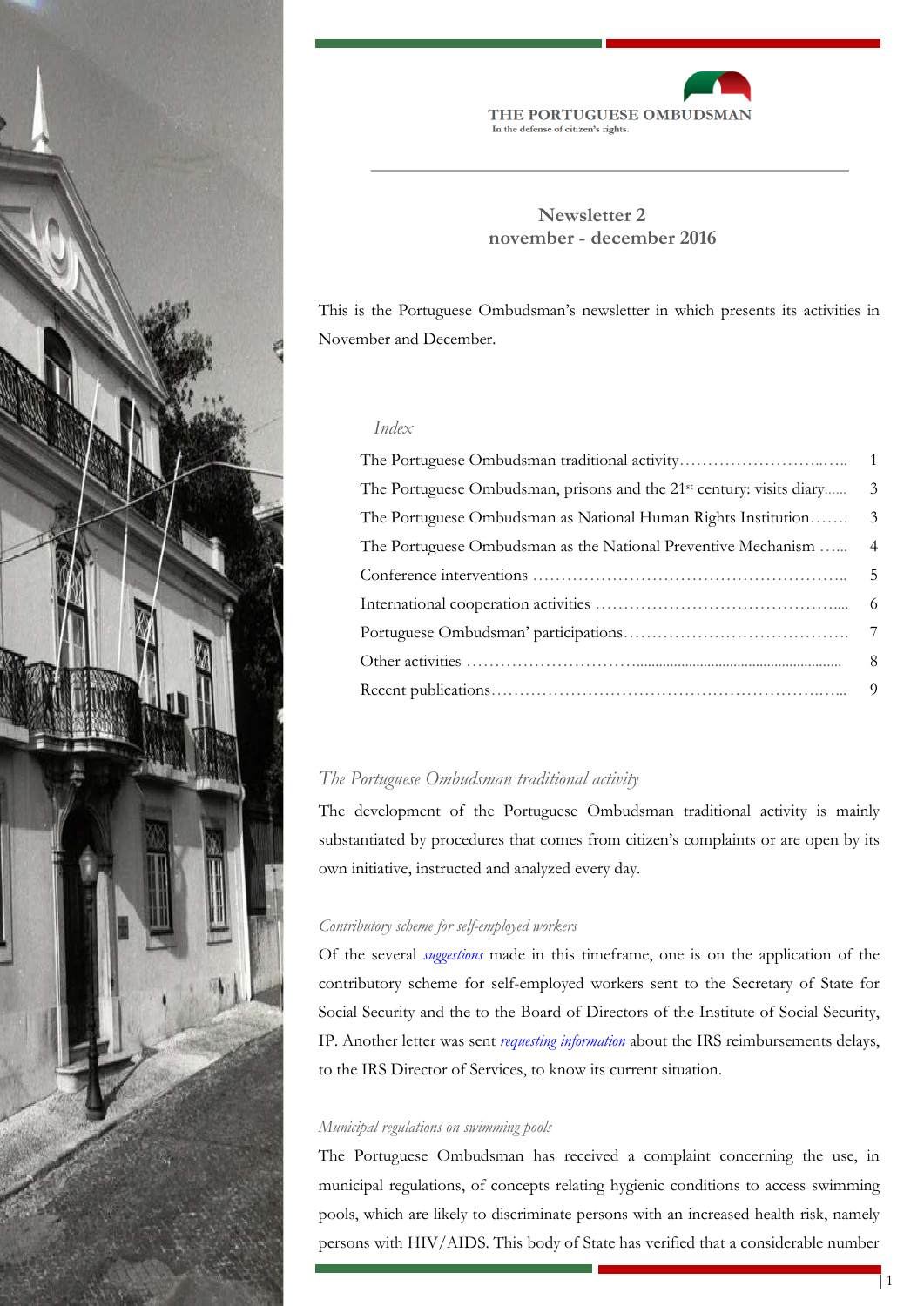THE PORTUGUESE OMBUDSMAN

In the defense of citizen's rights.

# Newsletter 2
## november - december 2016

This is the Portuguese Ombudsman's newsletter in which presents its activities in November and December.

*Index*

| | |
|---|---|
| The Portuguese Ombudsman traditional activity | 1 |
| The Portuguese Ombudsman, prisons and the 21st century: visits diary | 3 |
| The Portuguese Ombudsman as National Human Rights Institution | 3 |
| The Portuguese Ombudsman as the National Preventive Mechanism | 4 |
| Conference interventions | 5 |
| International cooperation activities | 6 |
| Portuguese Ombudsman' participations | 7 |
| Other activities | 8 |
| Recent publications | 9 |

## *The Portuguese Ombudsman traditional activity*

The development of the Portuguese Ombudsman traditional activity is mainly substantiated by procedures that comes from citizen's complaints or are open by its own initiative, instructed and analyzed every day.

### *Contributory scheme for self-employed workers*

Of the several *suggestions* made in this timeframe, one is on the application of the contributory scheme for self-employed workers sent to the Secretary of State for Social Security and the to the Board of Directors of the Institute of Social Security, IP. Another letter was sent *requesting information* about the IRS reimbursements delays, to the IRS Director of Services, to know its current situation.

### *Municipal regulations on swimming pools*

The Portuguese Ombudsman has received a complaint concerning the use, in municipal regulations, of concepts relating hygienic conditions to access swimming pools, which are likely to discriminate persons with an increased health risk, namely persons with HIV/AIDS. This body of State has verified that a considerable number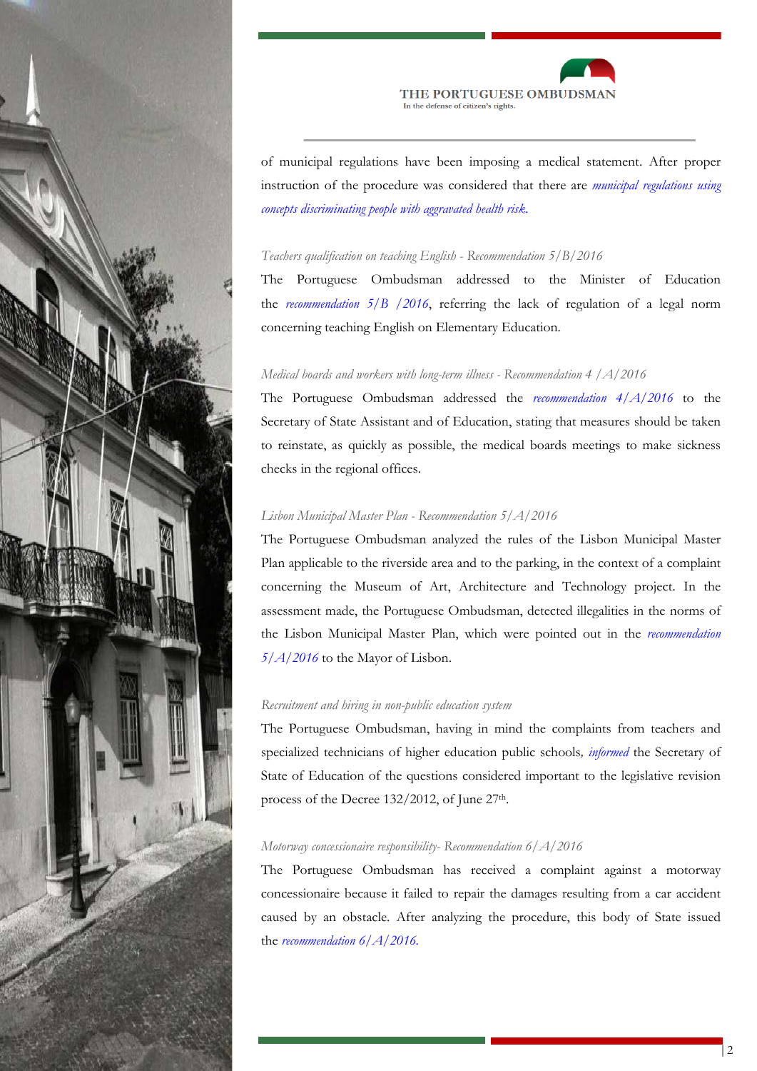of municipal regulations have been imposing a medical statement. After proper instruction of the procedure was considered that there are *municipal regulations using concepts discriminating people with aggravated health risk.*

*Teachers qualification on teaching English - Recommendation 5/B/2016*

The Portuguese Ombudsman addressed to the Minister of Education the *recommendation 5/B /2016*, referring the lack of regulation of a legal norm concerning teaching English on Elementary Education.

*Medical boards and workers with long-term illness - Recommendation 4 /A/2016*

The Portuguese Ombudsman addressed the *recommendation 4/A/2016* to the Secretary of State Assistant and of Education, stating that measures should be taken to reinstate, as quickly as possible, the medical boards meetings to make sickness checks in the regional offices.

*Lisbon Municipal Master Plan - Recommendation 5/A/2016*

The Portuguese Ombudsman analyzed the rules of the Lisbon Municipal Master Plan applicable to the riverside area and to the parking, in the context of a complaint concerning the Museum of Art, Architecture and Technology project. In the assessment made, the Portuguese Ombudsman, detected illegalities in the norms of the Lisbon Municipal Master Plan, which were pointed out in the *recommendation 5/A/2016* to the Mayor of Lisbon.

*Recruitment and hiring in non-public education system*

The Portuguese Ombudsman, having in mind the complaints from teachers and specialized technicians of higher education public schools, *informed* the Secretary of State of Education of the questions considered important to the legislative revision process of the Decree 132/2012, of June 27th.

*Motorway concessionaire responsibility- Recommendation 6/A/2016*

The Portuguese Ombudsman has received a complaint against a motorway concessionaire because it failed to repair the damages resulting from a car accident caused by an obstacle. After analyzing the procedure, this body of State issued the *recommendation 6/A/2016.*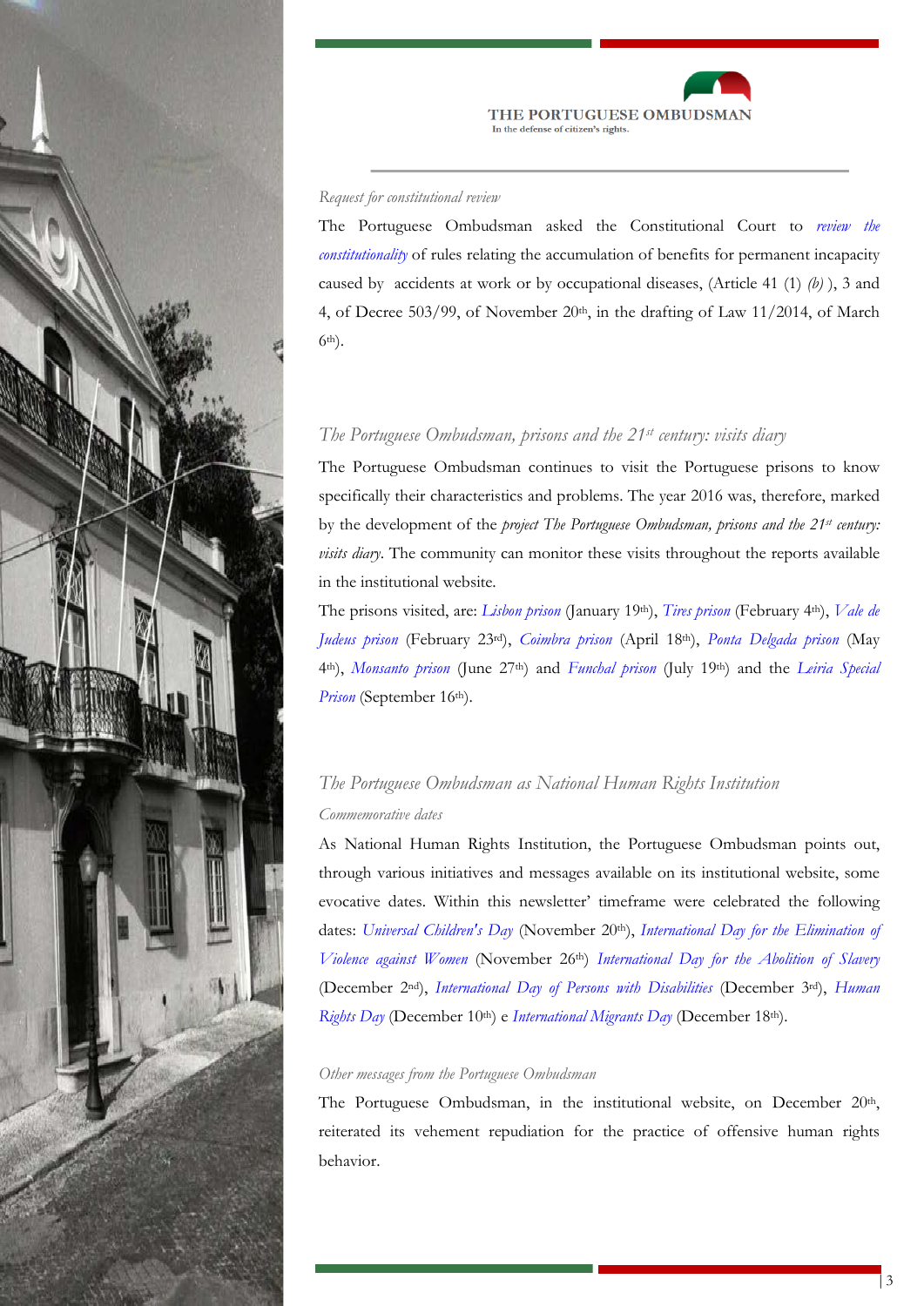*Request for constitutional review*

The Portuguese Ombudsman asked the Constitutional Court to *review the constitutionality* of rules relating the accumulation of benefits for permanent incapacity caused by accidents at work or by occupational diseases, (Article 41 (1) *(b)* ), 3 and 4, of Decree 503/99, of November 20th, in the drafting of Law 11/2014, of March 6th).

## *The Portuguese Ombudsman, prisons and the 21st century: visits diary*

The Portuguese Ombudsman continues to visit the Portuguese prisons to know specifically their characteristics and problems. The year 2016 was, therefore, marked by the development of the *project The Portuguese Ombudsman, prisons and the 21st century: visits diary*. The community can monitor these visits throughout the reports available in the institutional website.

The prisons visited, are: *Lisbon prison* (January 19th), *Tires prison* (February 4th), *Vale de Judeus prison* (February 23rd), *Coimbra prison* (April 18th), *Ponta Delgada prison* (May 4th), *Monsanto prison* (June 27th) and *Funchal prison* (July 19th) and the *Leiria Special Prison* (September 16th).

## *The Portuguese Ombudsman as National Human Rights Institution*

*Commemorative dates*

As National Human Rights Institution, the Portuguese Ombudsman points out, through various initiatives and messages available on its institutional website, some evocative dates. Within this newsletter' timeframe were celebrated the following dates: *Universal Children's Day* (November 20th), *International Day for the Elimination of Violence against Women* (November 26th) *International Day for the Abolition of Slavery* (December 2nd), *International Day of Persons with Disabilities* (December 3rd), *Human Rights Day* (December 10th) e *International Migrants Day* (December 18th).

*Other messages from the Portuguese Ombudsman*

The Portuguese Ombudsman, in the institutional website, on December 20th, reiterated its vehement repudiation for the practice of offensive human rights behavior.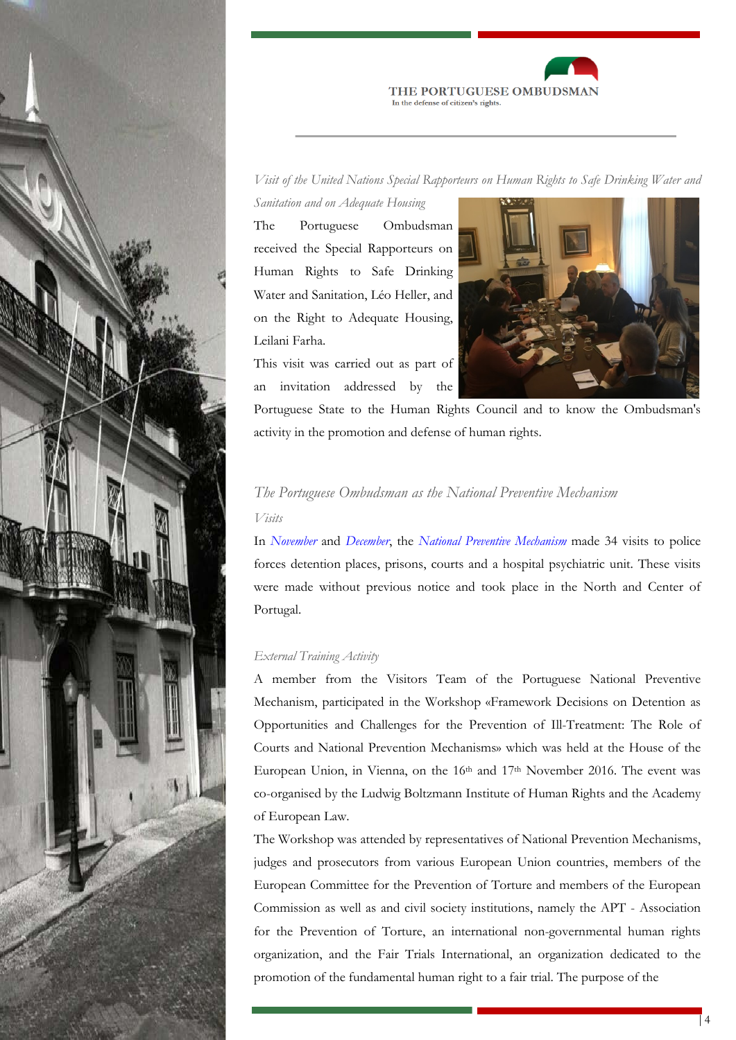*Visit of the United Nations Special Rapporteurs on Human Rights to Safe Drinking Water and Sanitation and on Adequate Housing*

The Portuguese Ombudsman received the Special Rapporteurs on Human Rights to Safe Drinking Water and Sanitation, Léo Heller, and on the Right to Adequate Housing, Leilani Farha.

This visit was carried out as part of an invitation addressed by the Portuguese State to the Human Rights Council and to know the Ombudsman's activity in the promotion and defense of human rights.

## *The Portuguese Ombudsman as the National Preventive Mechanism*

### *Visits*

In *November* and *December*, the *National Preventive Mechanism* made 34 visits to police forces detention places, prisons, courts and a hospital psychiatric unit. These visits were made without previous notice and took place in the North and Center of Portugal.

### *External Training Activity*

A member from the Visitors Team of the Portuguese National Preventive Mechanism, participated in the Workshop «Framework Decisions on Detention as Opportunities and Challenges for the Prevention of Ill-Treatment: The Role of Courts and National Prevention Mechanisms» which was held at the House of the European Union, in Vienna, on the 16th and 17th November 2016. The event was co-organised by the Ludwig Boltzmann Institute of Human Rights and the Academy of European Law.

The Workshop was attended by representatives of National Prevention Mechanisms, judges and prosecutors from various European Union countries, members of the European Committee for the Prevention of Torture and members of the European Commission as well as and civil society institutions, namely the APT - Association for the Prevention of Torture, an international non-governmental human rights organization, and the Fair Trials International, an organization dedicated to the promotion of the fundamental human right to a fair trial. The purpose of the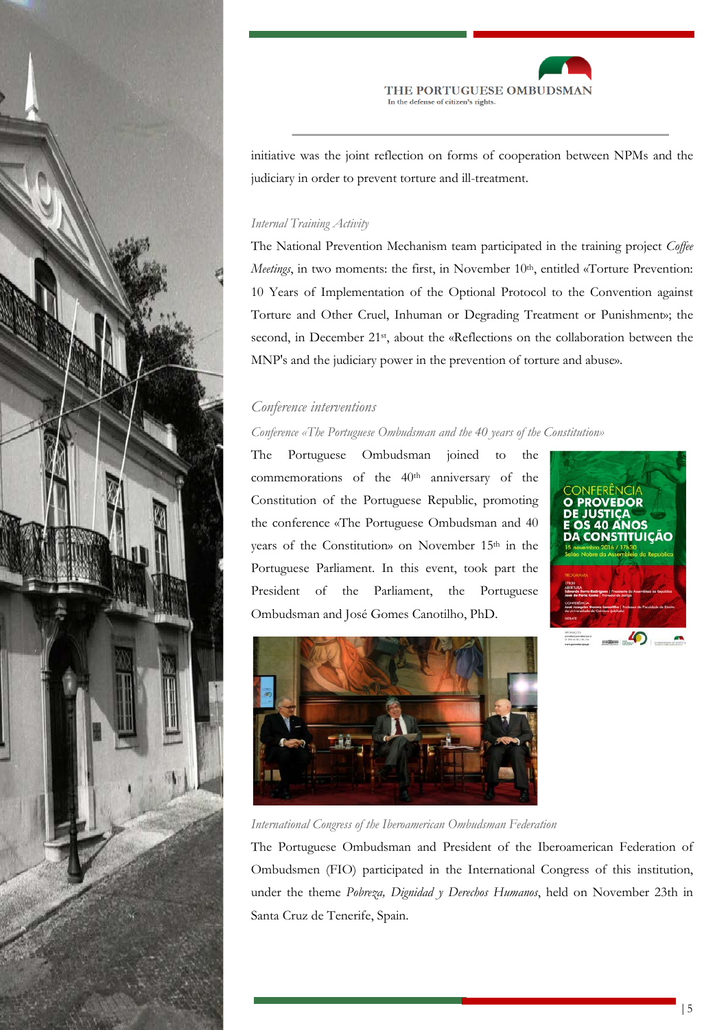initiative was the joint reflection on forms of cooperation between NPMs and the judiciary in order to prevent torture and ill-treatment.

*Internal Training Activity*

The National Prevention Mechanism team participated in the training project *Coffee Meetings*, in two moments: the first, in November 10th, entitled «Torture Prevention: 10 Years of Implementation of the Optional Protocol to the Convention against Torture and Other Cruel, Inhuman or Degrading Treatment or Punishment»; the second, in December 21st, about the «Reflections on the collaboration between the MNP's and the judiciary power in the prevention of torture and abuse».

## *Conference interventions*

*Conference «The Portuguese Ombudsman and the 40 years of the Constitution»*

The Portuguese Ombudsman joined to the commemorations of the 40th anniversary of the Constitution of the Portuguese Republic, promoting the conference «The Portuguese Ombudsman and 40 years of the Constitution» on November 15th in the Portuguese Parliament. In this event, took part the President of the Parliament, the Portuguese Ombudsman and José Gomes Canotilho, PhD.

*International Congress of the Iberoamerican Ombudsman Federation*

The Portuguese Ombudsman and President of the Iberoamerican Federation of Ombudsmen (FIO) participated in the International Congress of this institution, under the theme *Pobreza, Dignidad y Derechos Humanos*, held on November 23th in Santa Cruz de Tenerife, Spain.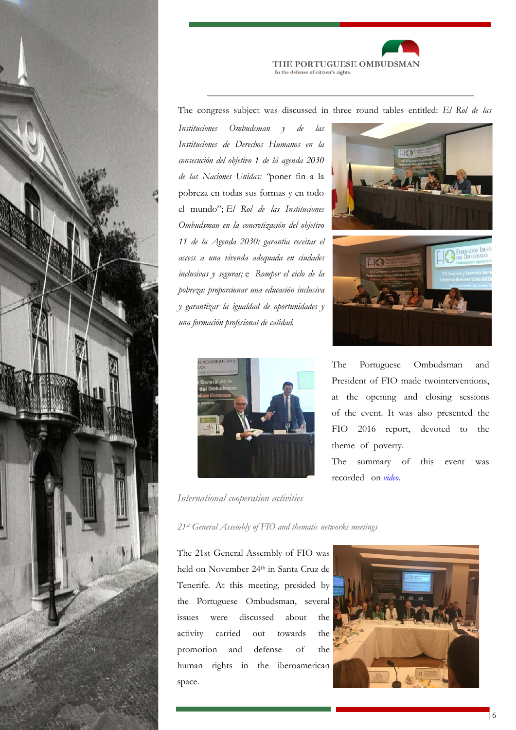The congress subject was discussed in three round tables entitled: *El Rol de las Instituciones Ombudsman y de las Instituciones de Derechos Humanos en la consecución del objetivo 1 de lá agenda 2030 de las Naciones Unidas:* "poner fin a la pobreza en todas sus formas y en todo el mundo"; *El Rol de las Instituciones Ombudsman en la concretización del objetivo 11 de la Agenda 2030: garantia receitas el access a una vivenda adequada en ciudades inclusivas y seguras;* e *Romper el ciclo de la pobreza: proporcionar una educación inclusiva y garantizar la igualdad de oportunidades y una formación profesional de calidad.*

The Portuguese Ombudsman and President of FIO made twointerventions, at the opening and closing sessions of the event. It was also presented the FIO 2016 report, devoted to the theme of poverty.

The summary of this event was recorded on *video.*

## *International cooperation activities*

### *21st General Assembly of FIO and thematic networks meetings*

The 21st General Assembly of FIO was held on November 24th in Santa Cruz de Tenerife. At this meeting, presided by the Portuguese Ombudsman, several issues were discussed about the activity carried out towards the promotion and defense of the human rights in the iberoamerican space.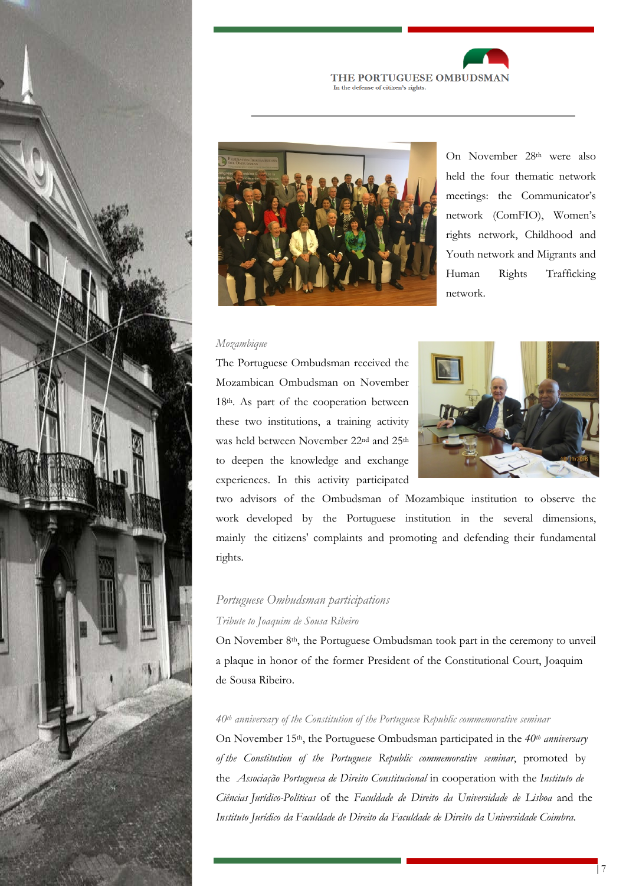On November 28th were also held the four thematic network meetings: the Communicator's network (ComFIO), Women's rights network, Childhood and Youth network and Migrants and Human Rights Trafficking network.

*Mozambique*

The Portuguese Ombudsman received the Mozambican Ombudsman on November 18th. As part of the cooperation between these two institutions, a training activity was held between November 22nd and 25th to deepen the knowledge and exchange experiences. In this activity participated two advisors of the Ombudsman of Mozambique institution to observe the work developed by the Portuguese institution in the several dimensions, mainly the citizens' complaints and promoting and defending their fundamental rights.

## *Portuguese Ombudsman participations*

### *Tribute to Joaquim de Sousa Ribeiro*

On November 8th, the Portuguese Ombudsman took part in the ceremony to unveil a plaque in honor of the former President of the Constitutional Court, Joaquim de Sousa Ribeiro.

### *40th anniversary of the Constitution of the Portuguese Republic commemorative seminar*

On November 15th, the Portuguese Ombudsman participated in the *40th anniversary of the Constitution of the Portuguese Republic commemorative seminar*, promoted by the *Associação Portuguesa de Direito Constitucional* in cooperation with the *Instituto de Ciências Jurídico-Políticas* of the *Faculdade de Direito da Universidade de Lisboa* and the *Instituto Jurídico da Faculdade de Direito da Faculdade de Direito da Universidade Coimbra.*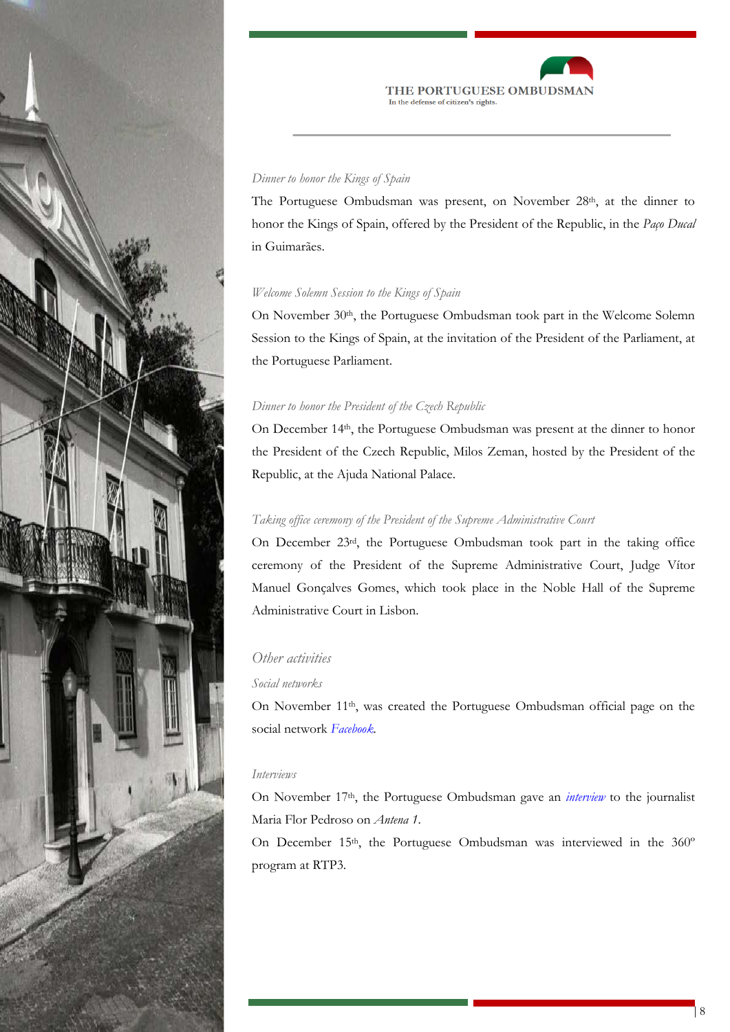*Dinner to honor the Kings of Spain*

The Portuguese Ombudsman was present, on November 28th, at the dinner to honor the Kings of Spain, offered by the President of the Republic, in the *Paço Ducal* in Guimarães.

*Welcome Solemn Session to the Kings of Spain*

On November 30th, the Portuguese Ombudsman took part in the Welcome Solemn Session to the Kings of Spain, at the invitation of the President of the Parliament, at the Portuguese Parliament.

*Dinner to honor the President of the Czech Republic*

On December 14th, the Portuguese Ombudsman was present at the dinner to honor the President of the Czech Republic, Milos Zeman, hosted by the President of the Republic, at the Ajuda National Palace.

*Taking office ceremony of the President of the Supreme Administrative Court*

On December 23rd, the Portuguese Ombudsman took part in the taking office ceremony of the President of the Supreme Administrative Court, Judge Vítor Manuel Gonçalves Gomes, which took place in the Noble Hall of the Supreme Administrative Court in Lisbon.

## *Other activities*

*Social networks*

On November 11th, was created the Portuguese Ombudsman official page on the social network *Facebook*.

*Interviews*

On November 17th, the Portuguese Ombudsman gave an *interview* to the journalist Maria Flor Pedroso on *Antena 1*.

On December 15th, the Portuguese Ombudsman was interviewed in the 360º program at RTP3.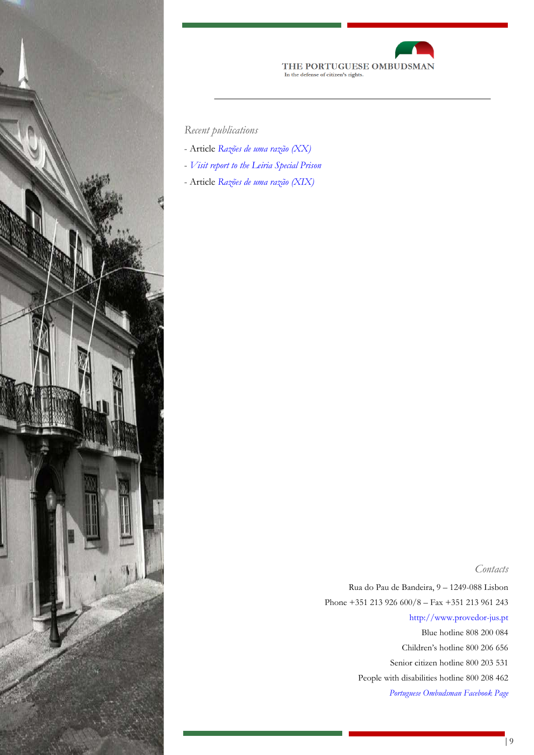THE PORTUGUESE OMBUDSMAN
In the defense of citizen's rights.

*Recent publications*

- Article *Razões de uma razão (XX)*
- *Visit report to the Leiria Special Prison*
- Article *Razões de uma razão (XIX)*

*Contacts*

Rua do Pau de Bandeira, 9 – 1249-088 Lisbon
Phone +351 213 926 600/8 – Fax +351 213 961 243
http://www.provedor-jus.pt
Blue hotline 808 200 084
Children's hotline 800 206 656
Senior citizen hotline 800 203 531
People with disabilities hotline 800 208 462
*Portuguese Ombudsman Facebook Page*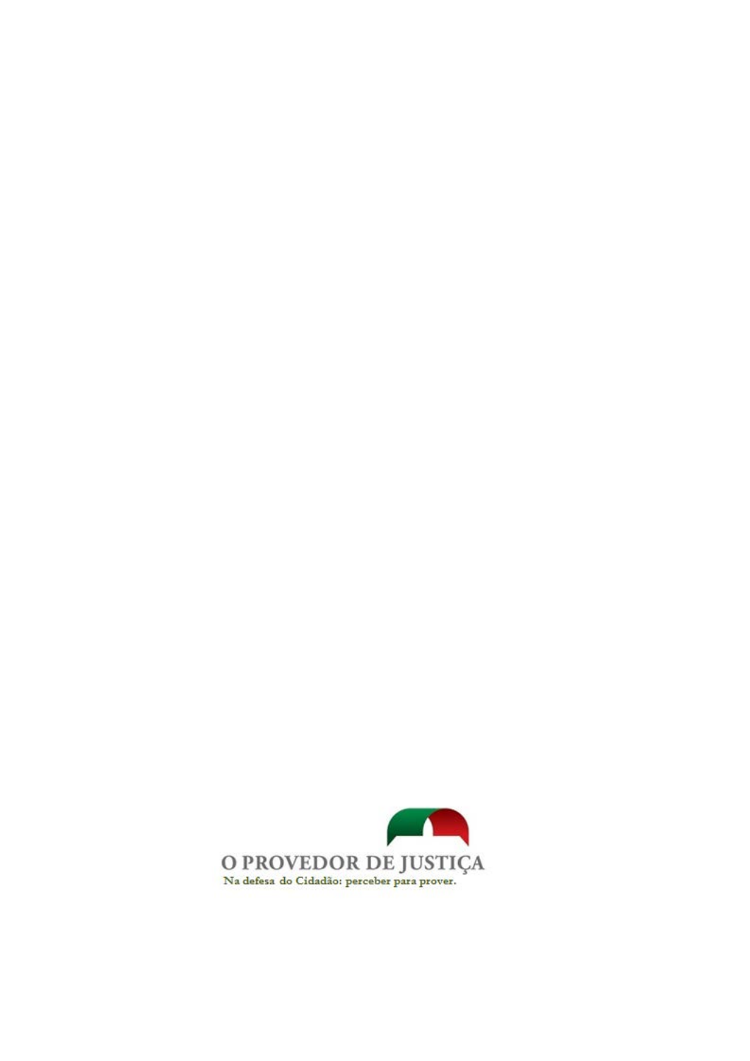O PROVEDOR DE JUSTIÇA

Na defesa do Cidadão: perceber para prover.